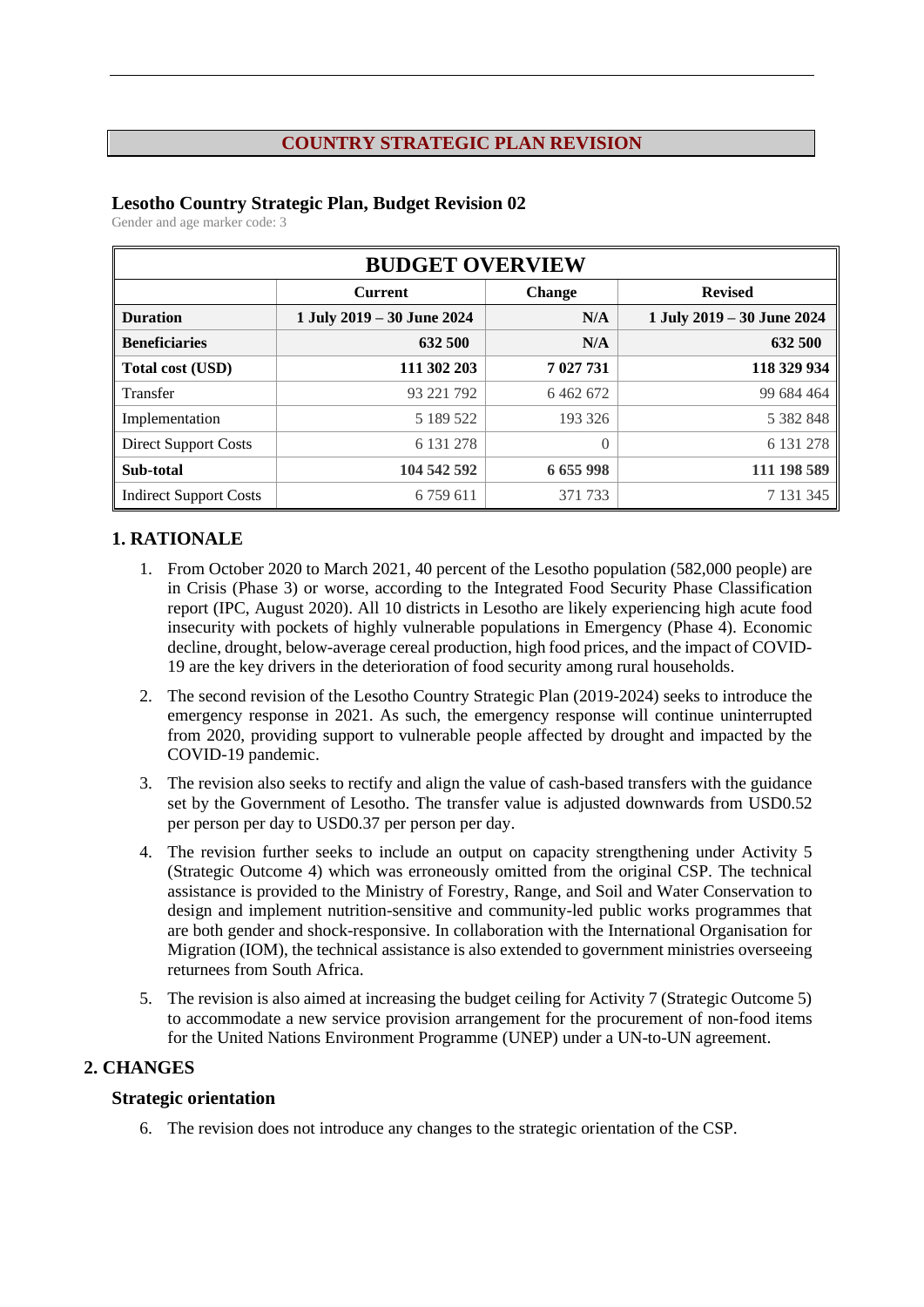## COUNTRY STRATEGIC PLAN REVISION

### Lesotho Country Strategic Plan, Budget Revision 02

Gender and age marker code: 3

| BUDGET OVERVIEW | | | |
|---|---|---|---|
| | **Current** | **Change** | **Revised** |
| **Duration** | **1 July 2019 – 30 June 2024** | **N/A** | **1 July 2019 – 30 June 2024** |
| **Beneficiaries** | **632 500** | **N/A** | **632 500** |
| **Total cost (USD)** | **111 302 203** | **7 027 731** | **118 329 934** |
| Transfer | 93 221 792 | 6 462 672 | 99 684 464 |
| Implementation | 5 189 522 | 193 326 | 5 382 848 |
| Direct Support Costs | 6 131 278 | 0 | 6 131 278 |
| **Sub-total** | **104 542 592** | **6 655 998** | **111 198 589** |
| Indirect Support Costs | 6 759 611 | 371 733 | 7 131 345 |

### 1. RATIONALE

1. From October 2020 to March 2021, 40 percent of the Lesotho population (582,000 people) are in Crisis (Phase 3) or worse, according to the Integrated Food Security Phase Classification report (IPC, August 2020). All 10 districts in Lesotho are likely experiencing high acute food insecurity with pockets of highly vulnerable populations in Emergency (Phase 4). Economic decline, drought, below-average cereal production, high food prices, and the impact of COVID-19 are the key drivers in the deterioration of food security among rural households.
2. The second revision of the Lesotho Country Strategic Plan (2019-2024) seeks to introduce the emergency response in 2021. As such, the emergency response will continue uninterrupted from 2020, providing support to vulnerable people affected by drought and impacted by the COVID-19 pandemic.
3. The revision also seeks to rectify and align the value of cash-based transfers with the guidance set by the Government of Lesotho. The transfer value is adjusted downwards from USD0.52 per person per day to USD0.37 per person per day.
4. The revision further seeks to include an output on capacity strengthening under Activity 5 (Strategic Outcome 4) which was erroneously omitted from the original CSP. The technical assistance is provided to the Ministry of Forestry, Range, and Soil and Water Conservation to design and implement nutrition-sensitive and community-led public works programmes that are both gender and shock-responsive. In collaboration with the International Organisation for Migration (IOM), the technical assistance is also extended to government ministries overseeing returnees from South Africa.
5. The revision is also aimed at increasing the budget ceiling for Activity 7 (Strategic Outcome 5) to accommodate a new service provision arrangement for the procurement of non-food items for the United Nations Environment Programme (UNEP) under a UN-to-UN agreement.

### 2. CHANGES

#### Strategic orientation

6. The revision does not introduce any changes to the strategic orientation of the CSP.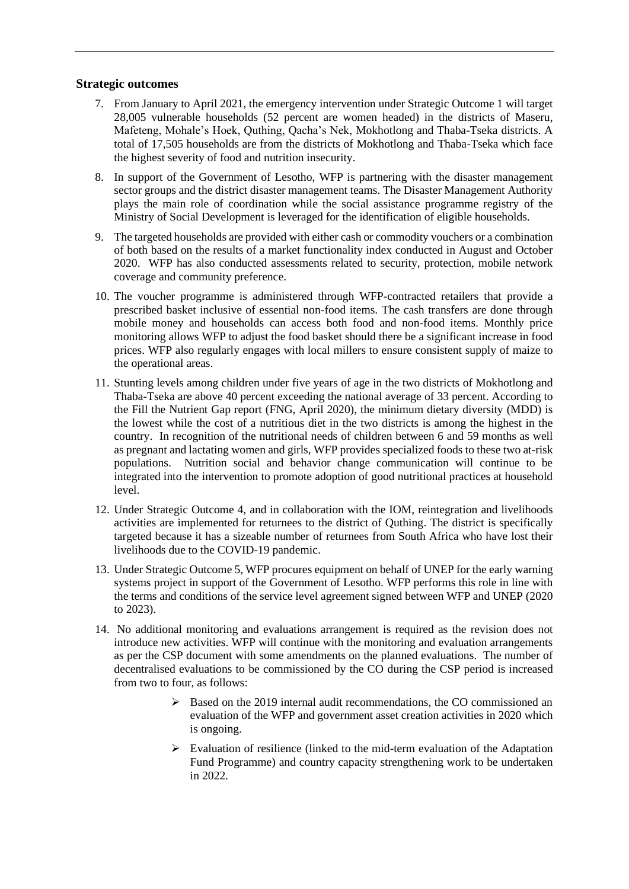## Strategic outcomes

7. From January to April 2021, the emergency intervention under Strategic Outcome 1 will target 28,005 vulnerable households (52 percent are women headed) in the districts of Maseru, Mafeteng, Mohale's Hoek, Quthing, Qacha's Nek, Mokhotlong and Thaba-Tseka districts. A total of 17,505 households are from the districts of Mokhotlong and Thaba-Tseka which face the highest severity of food and nutrition insecurity.

8. In support of the Government of Lesotho, WFP is partnering with the disaster management sector groups and the district disaster management teams. The Disaster Management Authority plays the main role of coordination while the social assistance programme registry of the Ministry of Social Development is leveraged for the identification of eligible households.

9. The targeted households are provided with either cash or commodity vouchers or a combination of both based on the results of a market functionality index conducted in August and October 2020. WFP has also conducted assessments related to security, protection, mobile network coverage and community preference.

10. The voucher programme is administered through WFP-contracted retailers that provide a prescribed basket inclusive of essential non-food items. The cash transfers are done through mobile money and households can access both food and non-food items. Monthly price monitoring allows WFP to adjust the food basket should there be a significant increase in food prices. WFP also regularly engages with local millers to ensure consistent supply of maize to the operational areas.

11. Stunting levels among children under five years of age in the two districts of Mokhotlong and Thaba-Tseka are above 40 percent exceeding the national average of 33 percent. According to the Fill the Nutrient Gap report (FNG, April 2020), the minimum dietary diversity (MDD) is the lowest while the cost of a nutritious diet in the two districts is among the highest in the country. In recognition of the nutritional needs of children between 6 and 59 months as well as pregnant and lactating women and girls, WFP provides specialized foods to these two at-risk populations. Nutrition social and behavior change communication will continue to be integrated into the intervention to promote adoption of good nutritional practices at household level.

12. Under Strategic Outcome 4, and in collaboration with the IOM, reintegration and livelihoods activities are implemented for returnees to the district of Quthing. The district is specifically targeted because it has a sizeable number of returnees from South Africa who have lost their livelihoods due to the COVID-19 pandemic.

13. Under Strategic Outcome 5, WFP procures equipment on behalf of UNEP for the early warning systems project in support of the Government of Lesotho. WFP performs this role in line with the terms and conditions of the service level agreement signed between WFP and UNEP (2020 to 2023).

14. No additional monitoring and evaluations arrangement is required as the revision does not introduce new activities. WFP will continue with the monitoring and evaluation arrangements as per the CSP document with some amendments on the planned evaluations. The number of decentralised evaluations to be commissioned by the CO during the CSP period is increased from two to four, as follows:

    - Based on the 2019 internal audit recommendations, the CO commissioned an evaluation of the WFP and government asset creation activities in 2020 which is ongoing.
    - Evaluation of resilience (linked to the mid-term evaluation of the Adaptation Fund Programme) and country capacity strengthening work to be undertaken in 2022.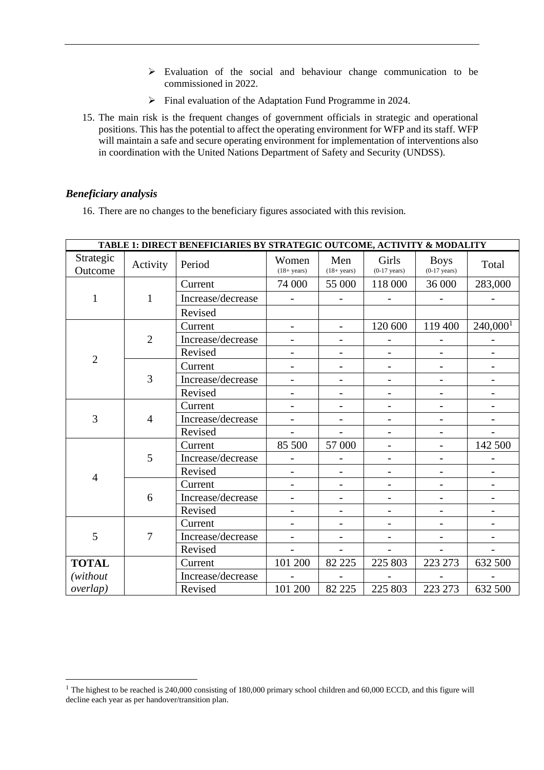- Evaluation of the social and behaviour change communication to be commissioned in 2022.
- Final evaluation of the Adaptation Fund Programme in 2024.

15. The main risk is the frequent changes of government officials in strategic and operational positions. This has the potential to affect the operating environment for WFP and its staff. WFP will maintain a safe and secure operating environment for implementation of interventions also in coordination with the United Nations Department of Safety and Security (UNDSS).

### *Beneficiary analysis*

16. There are no changes to the beneficiary figures associated with this revision.

| TABLE 1: DIRECT BENEFICIARIES BY STRATEGIC OUTCOME, ACTIVITY & MODALITY | | | | | | | |
|---|---|---|---|---|---|---|---|
| Strategic Outcome | Activity | Period | Women (18+ years) | Men (18+ years) | Girls (0-17 years) | Boys (0-17 years) | Total |
| 1 | 1 | Current | 74 000 | 55 000 | 118 000 | 36 000 | 283,000 |
| | | Increase/decrease | - | - | - | - | - |
| | | Revised | | | | | |
| 2 | 2 | Current | - | - | 120 600 | 119 400 | 240,000[1] |
| | | Increase/decrease | - | - | - | - | - |
| | | Revised | - | - | - | - | - |
| | 3 | Current | - | - | - | - | - |
| | | Increase/decrease | - | - | - | - | - |
| | | Revised | - | - | - | - | - |
| 3 | 4 | Current | - | - | - | - | - |
| | | Increase/decrease | - | - | - | - | - |
| | | Revised | - | - | - | - | - |
| 4 | 5 | Current | 85 500 | 57 000 | - | - | 142 500 |
| | | Increase/decrease | - | - | - | - | - |
| | | Revised | - | - | - | - | - |
| | 6 | Current | - | - | - | - | - |
| | | Increase/decrease | - | - | - | - | - |
| | | Revised | - | - | - | - | - |
| 5 | 7 | Current | - | - | - | - | - |
| | | Increase/decrease | - | - | - | - | - |
| | | Revised | - | - | - | - | - |
| **TOTAL** *(without overlap)* | | Current | 101 200 | 82 225 | 225 803 | 223 273 | 632 500 |
| | | Increase/decrease | - | - | - | - | - |
| | | Revised | 101 200 | 82 225 | 225 803 | 223 273 | 632 500 |

[1] The highest to be reached is 240,000 consisting of 180,000 primary school children and 60,000 ECCD, and this figure will decline each year as per handover/transition plan.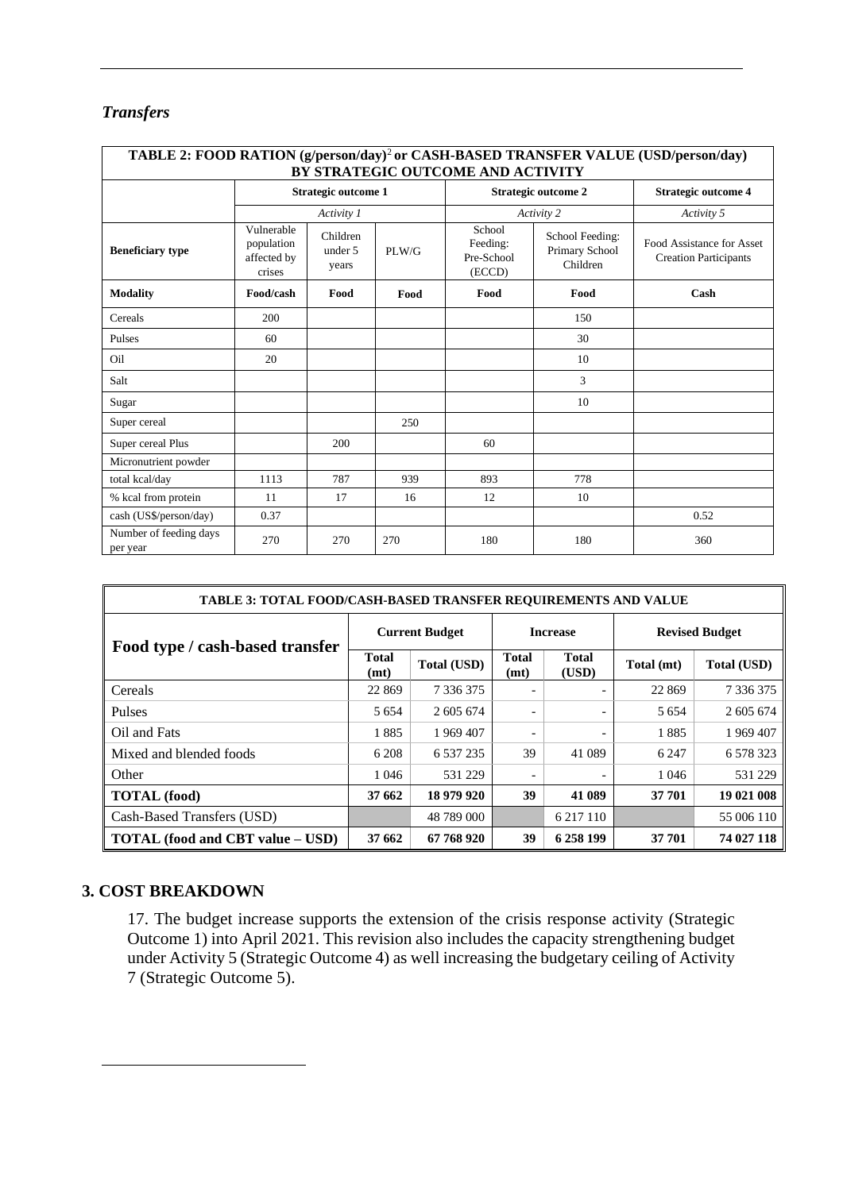## *Transfers*

| TABLE 2: FOOD RATION (g/person/day)[2] or CASH-BASED TRANSFER VALUE (USD/person/day) BY STRATEGIC OUTCOME AND ACTIVITY | | | | | | |
|---|---|---|---|---|---|---|
| | Strategic outcome 1 | | | Strategic outcome 2 | | Strategic outcome 4 |
| | *Activity 1* | | | *Activity 2* | | *Activity 5* |
| **Beneficiary type** | Vulnerable population affected by crises | Children under 5 years | PLW/G | School Feeding: Pre-School (ECCD) | School Feeding: Primary School Children | Food Assistance for Asset Creation Participants |
| **Modality** | **Food/cash** | **Food** | **Food** | **Food** | **Food** | **Cash** |
| Cereals | 200 | | | | 150 | |
| Pulses | 60 | | | | 30 | |
| Oil | 20 | | | | 10 | |
| Salt | | | | | 3 | |
| Sugar | | | | | 10 | |
| Super cereal | | | 250 | | | |
| Super cereal Plus | | 200 | | 60 | | |
| Micronutrient powder | | | | | | |
| total kcal/day | 1113 | 787 | 939 | 893 | 778 | |
| % kcal from protein | 11 | 17 | 16 | 12 | 10 | |
| cash (US$/person/day) | 0.37 | | | | | 0.52 |
| Number of feeding days per year | 270 | 270 | 270 | 180 | 180 | 360 |

| TABLE 3: TOTAL FOOD/CASH-BASED TRANSFER REQUIREMENTS AND VALUE | | | | | | |
|---|---|---|---|---|---|---|
| **Food type / cash-based transfer** | **Current Budget** | | **Increase** | | **Revised Budget** | |
| | **Total (mt)** | **Total (USD)** | **Total (mt)** | **Total (USD)** | **Total (mt)** | **Total (USD)** |
| Cereals | 22 869 | 7 336 375 | - | - | 22 869 | 7 336 375 |
| Pulses | 5 654 | 2 605 674 | - | - | 5 654 | 2 605 674 |
| Oil and Fats | 1 885 | 1 969 407 | - | - | 1 885 | 1 969 407 |
| Mixed and blended foods | 6 208 | 6 537 235 | 39 | 41 089 | 6 247 | 6 578 323 |
| Other | 1 046 | 531 229 | - | - | 1 046 | 531 229 |
| **TOTAL (food)** | **37 662** | **18 979 920** | **39** | **41 089** | **37 701** | **19 021 008** |
| Cash-Based Transfers (USD) | | 48 789 000 | | 6 217 110 | | 55 006 110 |
| **TOTAL (food and CBT value – USD)** | **37 662** | **67 768 920** | **39** | **6 258 199** | **37 701** | **74 027 118** |

## 3. COST BREAKDOWN

17. The budget increase supports the extension of the crisis response activity (Strategic Outcome 1) into April 2021. This revision also includes the capacity strengthening budget under Activity 5 (Strategic Outcome 4) as well increasing the budgetary ceiling of Activity 7 (Strategic Outcome 5).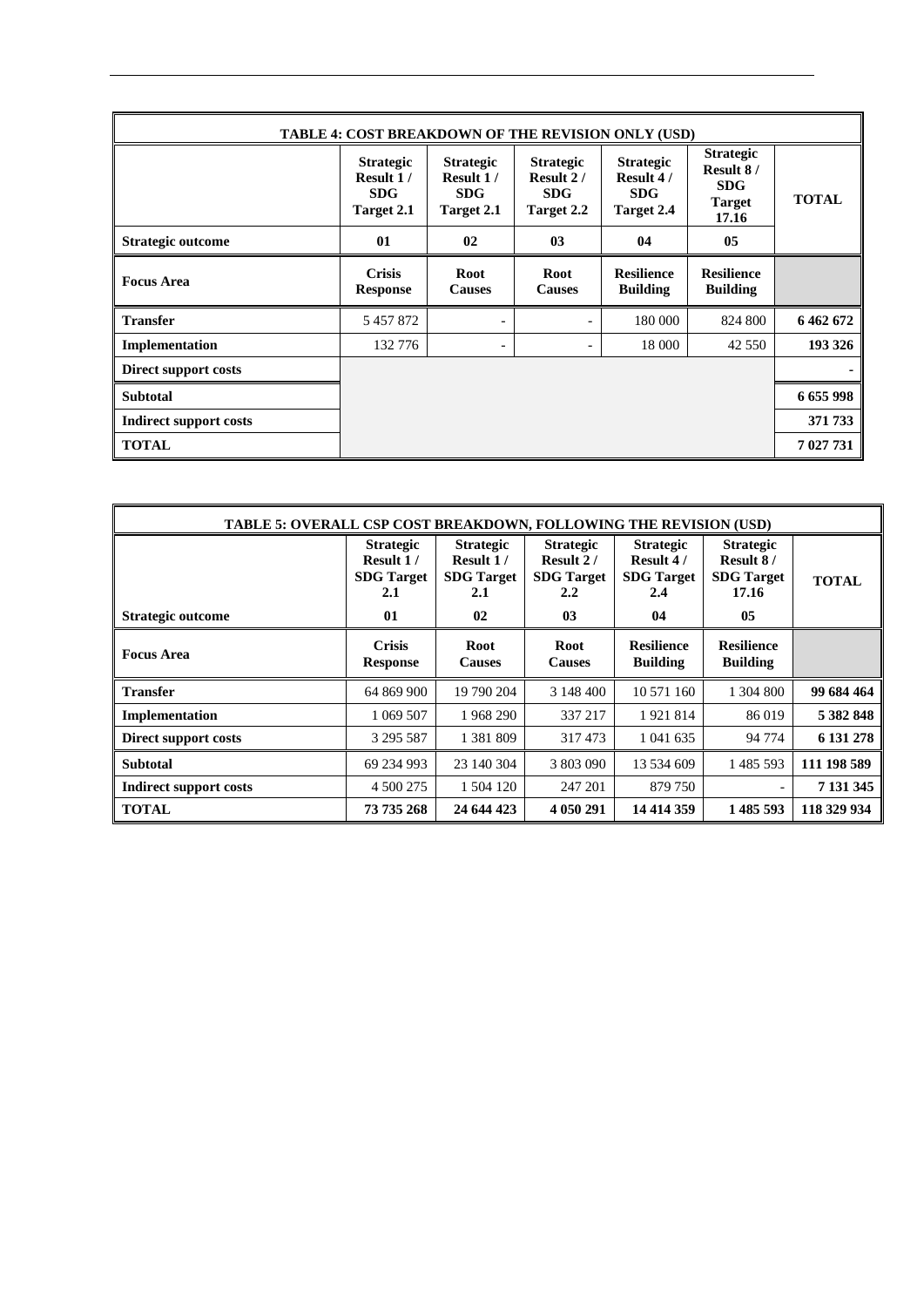| TABLE 4: COST BREAKDOWN OF THE REVISION ONLY (USD) | | | | | | |
|---|---|---|---|---|---|---|
| | Strategic Result 1 / SDG Target 2.1 | Strategic Result 1 / SDG Target 2.1 | Strategic Result 2 / SDG Target 2.2 | Strategic Result 4 / SDG Target 2.4 | Strategic Result 8 / SDG Target 17.16 | TOTAL |
| **Strategic outcome** | **01** | **02** | **03** | **04** | **05** | |
| **Focus Area** | **Crisis Response** | **Root Causes** | **Root Causes** | **Resilience Building** | **Resilience Building** | |
| **Transfer** | 5 457 872 | - | - | 180 000 | 824 800 | **6 462 672** |
| **Implementation** | 132 776 | - | - | 18 000 | 42 550 | **193 326** |
| **Direct support costs** | | | | | | - |
| **Subtotal** | | | | | | **6 655 998** |
| **Indirect support costs** | | | | | | **371 733** |
| **TOTAL** | | | | | | **7 027 731** |

| TABLE 5: OVERALL CSP COST BREAKDOWN, FOLLOWING THE REVISION (USD) | | | | | | |
|---|---|---|---|---|---|---|
| | Strategic Result 1 / SDG Target 2.1 | Strategic Result 1 / SDG Target 2.1 | Strategic Result 2 / SDG Target 2.2 | Strategic Result 4 / SDG Target 2.4 | Strategic Result 8 / SDG Target 17.16 | TOTAL |
| **Strategic outcome** | **01** | **02** | **03** | **04** | **05** | |
| **Focus Area** | **Crisis Response** | **Root Causes** | **Root Causes** | **Resilience Building** | **Resilience Building** | |
| **Transfer** | 64 869 900 | 19 790 204 | 3 148 400 | 10 571 160 | 1 304 800 | **99 684 464** |
| **Implementation** | 1 069 507 | 1 968 290 | 337 217 | 1 921 814 | 86 019 | **5 382 848** |
| **Direct support costs** | 3 295 587 | 1 381 809 | 317 473 | 1 041 635 | 94 774 | **6 131 278** |
| **Subtotal** | 69 234 993 | 23 140 304 | 3 803 090 | 13 534 609 | 1 485 593 | **111 198 589** |
| **Indirect support costs** | 4 500 275 | 1 504 120 | 247 201 | 879 750 | - | **7 131 345** |
| **TOTAL** | **73 735 268** | **24 644 423** | **4 050 291** | **14 414 359** | **1 485 593** | **118 329 934** |